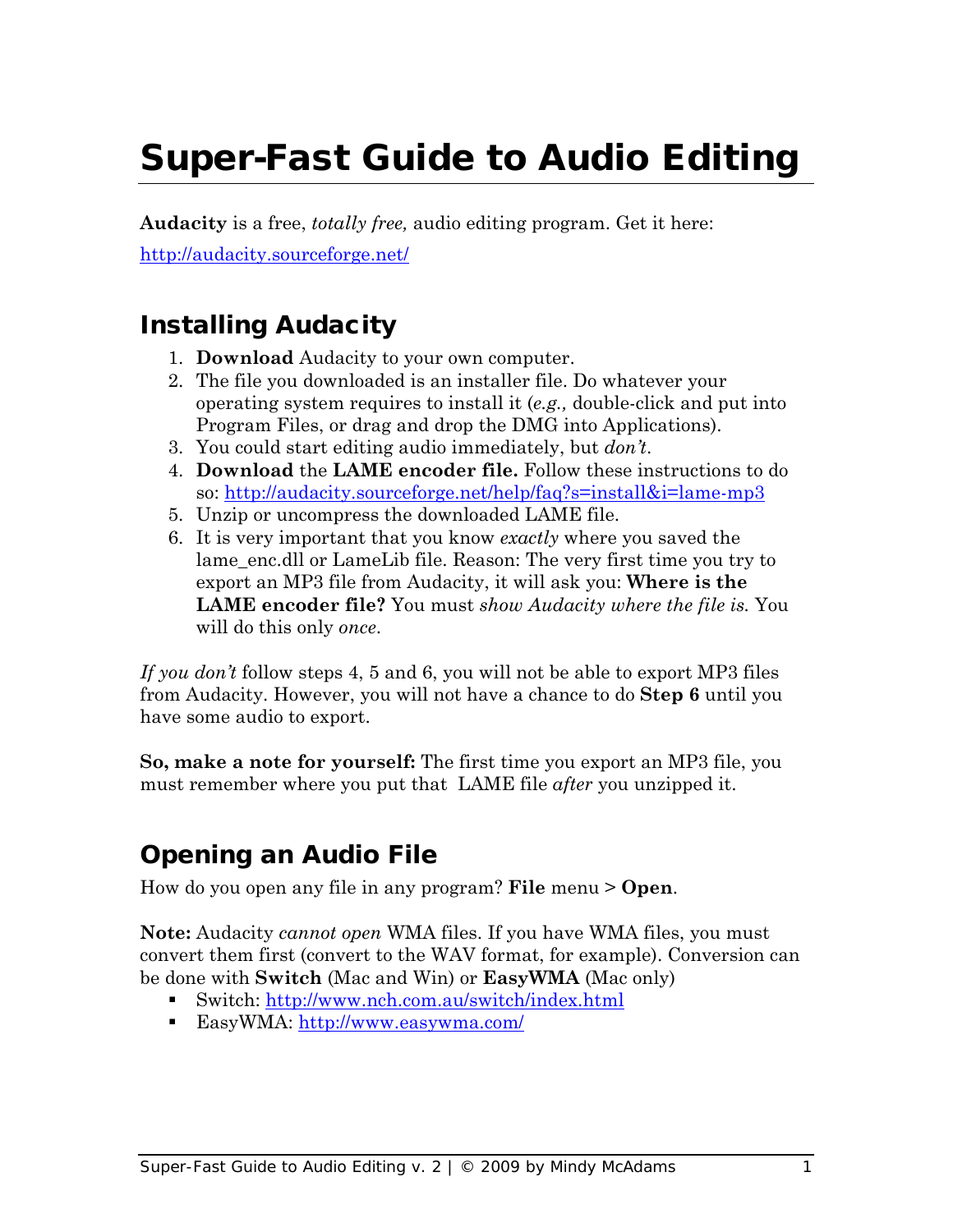# Super-Fast Guide to Audio Editing

**Audacity** is a free, *totally free,* audio editing program. Get it here: [http://audacity.sourceforge.net/](http://audacity.sourceforge.net/)

## Installing Audacity

1. **Download** Audacity to your own computer.
2. The file you downloaded is an installer file. Do whatever your operating system requires to install it (*e.g.,* double-click and put into Program Files, or drag and drop the DMG into Applications).
3. You could start editing audio immediately, but *don't*.
4. **Download** the **LAME encoder file.** Follow these instructions to do so: [http://audacity.sourceforge.net/help/faq?s=install&i=lame-mp3](http://audacity.sourceforge.net/help/faq?s=install&i=lame-mp3)
5. Unzip or uncompress the downloaded LAME file.
6. It is very important that you know *exactly* where you saved the lame_enc.dll or LameLib file. Reason: The very first time you try to export an MP3 file from Audacity, it will ask you: **Where is the LAME encoder file?** You must *show Audacity where the file is.* You will do this only *once*.

*If you don't* follow steps 4, 5 and 6, you will not be able to export MP3 files from Audacity. However, you will not have a chance to do **Step 6** until you have some audio to export.

**So, make a note for yourself:** The first time you export an MP3 file, you must remember where you put that LAME file *after* you unzipped it.

## Opening an Audio File

How do you open any file in any program? **File** menu > **Open**.

**Note:** Audacity *cannot open* WMA files. If you have WMA files, you must convert them first (convert to the WAV format, for example). Conversion can be done with **Switch** (Mac and Win) or **EasyWMA** (Mac only)

- Switch: [http://www.nch.com.au/switch/index.html](http://www.nch.com.au/switch/index.html)
- EasyWMA: [http://www.easywma.com/](http://www.easywma.com/)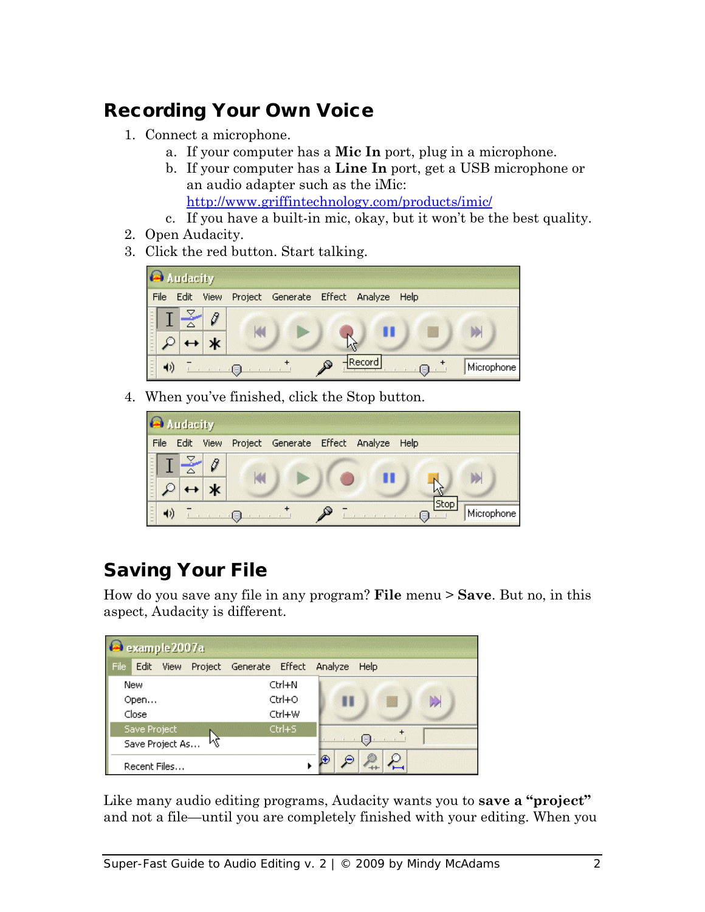## Recording Your Own Voice

1. Connect a microphone.
   a. If your computer has a **Mic In** port, plug in a microphone.
   b. If your computer has a **Line In** port, get a USB microphone or an audio adapter such as the iMic: http://www.griffintechnology.com/products/imic/
   c. If you have a built-in mic, okay, but it won't be the best quality.
2. Open Audacity.
3. Click the red button. Start talking.
4. When you've finished, click the Stop button.

## Saving Your File

How do you save any file in any program? **File** menu > **Save**. But no, in this aspect, Audacity is different.

Like many audio editing programs, Audacity wants you to **save a "project"** and not a file—until you are completely finished with your editing. When you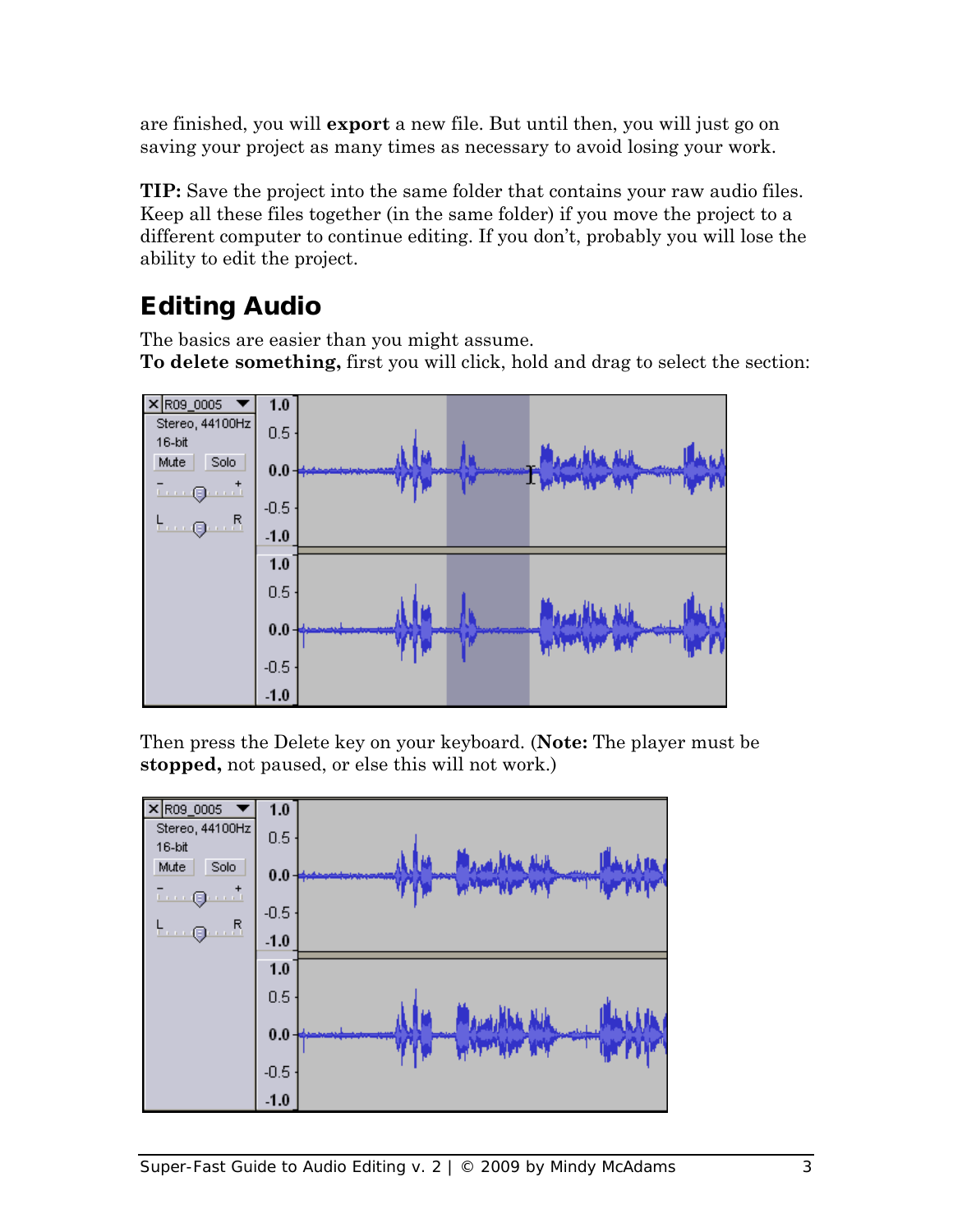are finished, you will **export** a new file. But until then, you will just go on saving your project as many times as necessary to avoid losing your work.

**TIP:** Save the project into the same folder that contains your raw audio files. Keep all these files together (in the same folder) if you move the project to a different computer to continue editing. If you don't, probably you will lose the ability to edit the project.

## Editing Audio

The basics are easier than you might assume.
**To delete something,** first you will click, hold and drag to select the section:

Then press the Delete key on your keyboard. (**Note:** The player must be **stopped,** not paused, or else this will not work.)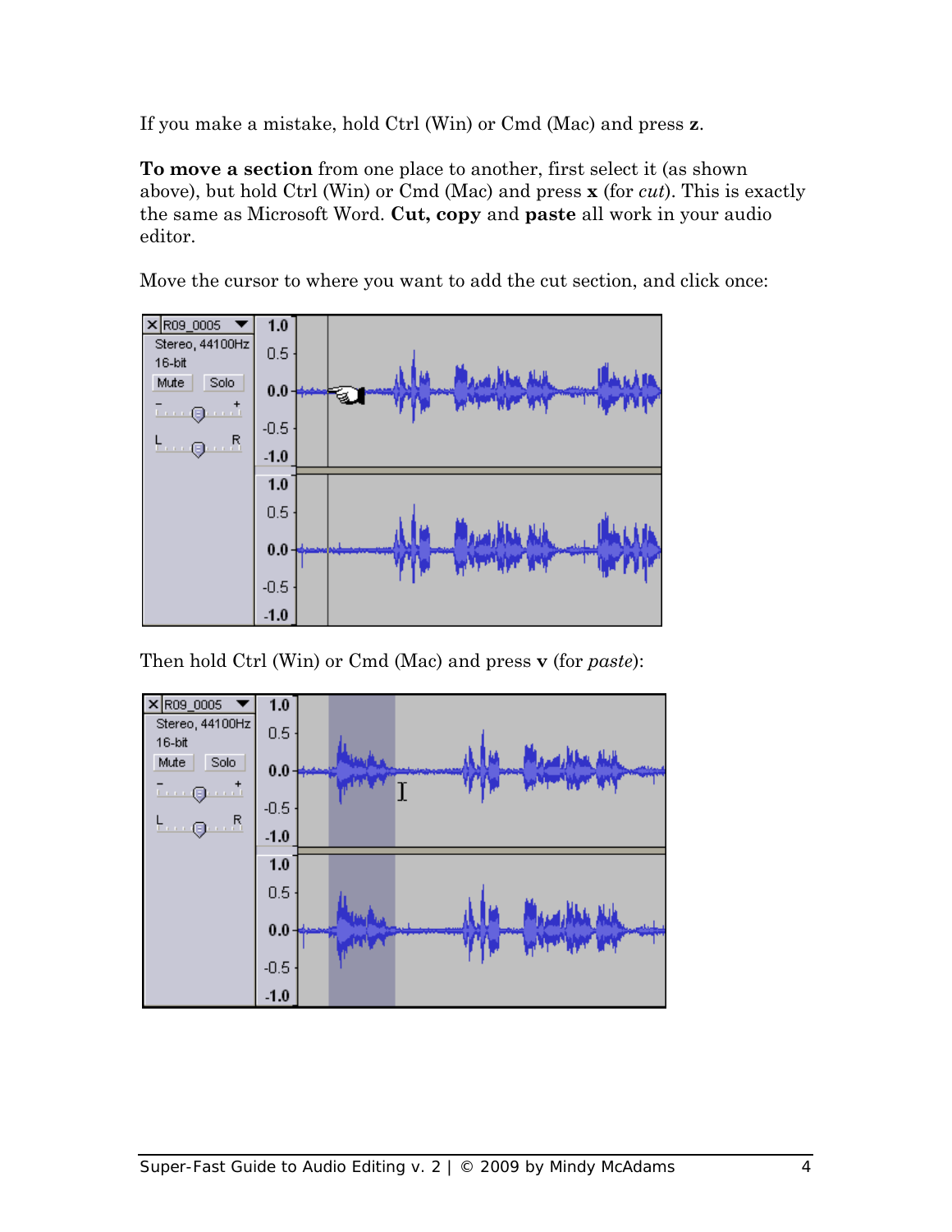If you make a mistake, hold Ctrl (Win) or Cmd (Mac) and press **z**.

**To move a section** from one place to another, first select it (as shown above), but hold Ctrl (Win) or Cmd (Mac) and press **x** (for *cut*). This is exactly the same as Microsoft Word. **Cut, copy** and **paste** all work in your audio editor.

Move the cursor to where you want to add the cut section, and click once:

Then hold Ctrl (Win) or Cmd (Mac) and press **v** (for *paste*):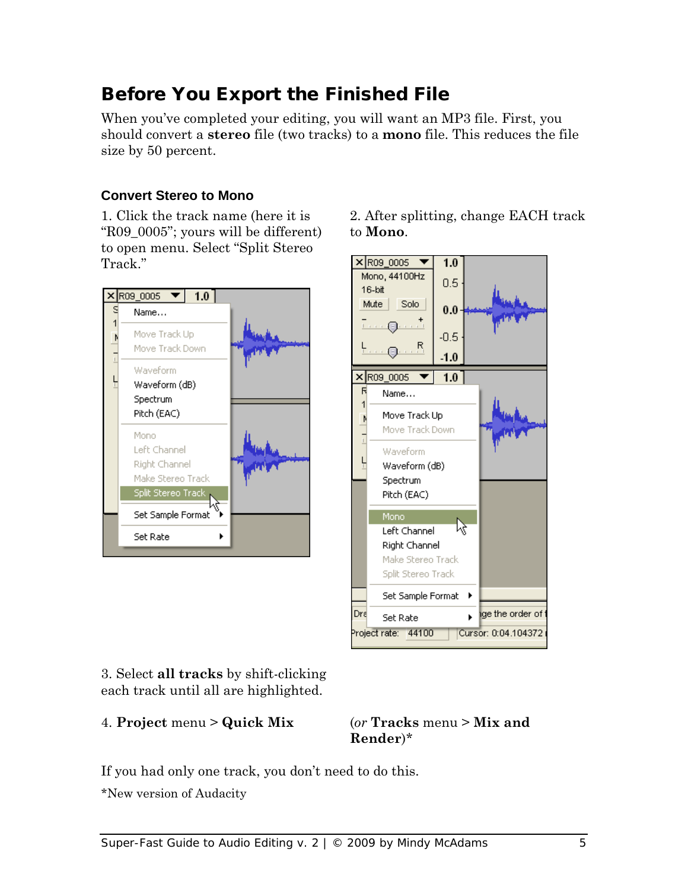# Before You Export the Finished File

When you've completed your editing, you will want an MP3 file. First, you should convert a **stereo** file (two tracks) to a **mono** file. This reduces the file size by 50 percent.

### Convert Stereo to Mono

1. Click the track name (here it is "R09_0005"; yours will be different) to open menu. Select "Split Stereo Track."

2. After splitting, change EACH track to **Mono**.

3. Select **all tracks** by shift-clicking each track until all are highlighted.

4. **Project** menu > **Quick Mix**

(*or* **Tracks** menu > **Mix and Render**)*

If you had only one track, you don't need to do this.

*New version of Audacity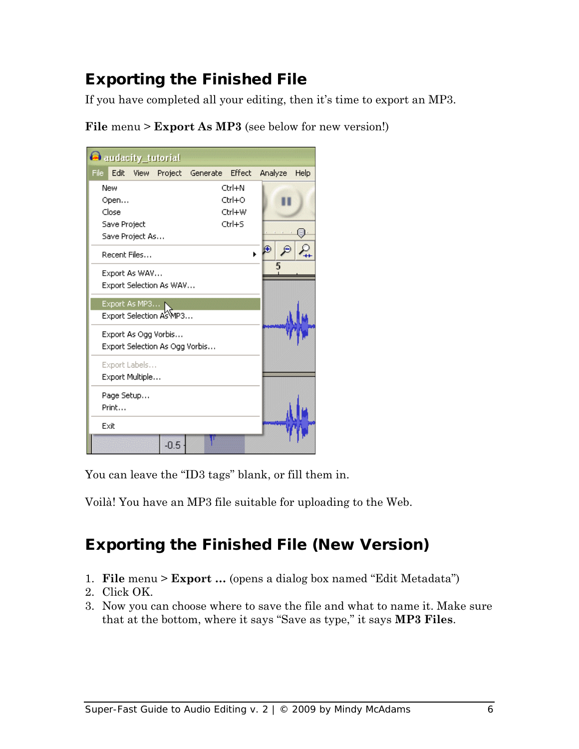## Exporting the Finished File

If you have completed all your editing, then it's time to export an MP3.

**File** menu > **Export As MP3** (see below for new version!)

You can leave the "ID3 tags" blank, or fill them in.

Voilà! You have an MP3 file suitable for uploading to the Web.

## Exporting the Finished File (New Version)

1. **File** menu > **Export …** (opens a dialog box named "Edit Metadata")
2. Click OK.
3. Now you can choose where to save the file and what to name it. Make sure that at the bottom, where it says "Save as type," it says **MP3 Files**.